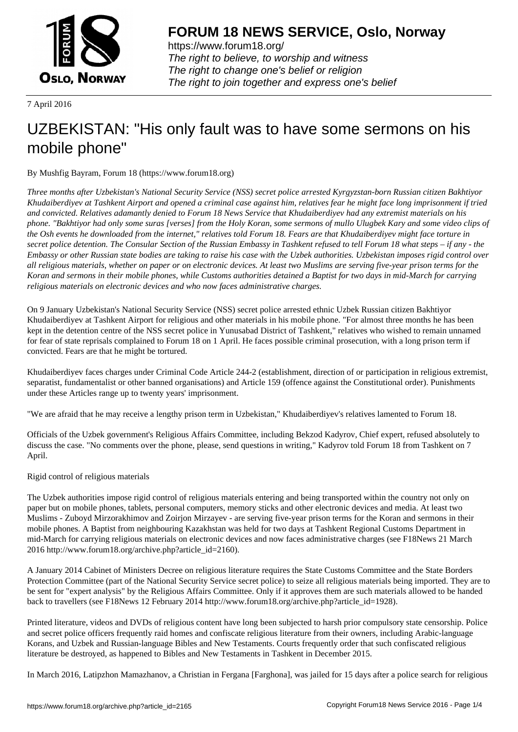7 April 2016

# UZBEKISTAN: "His only fault was to have some sermons on his mobile phone"

By Mushfig Bayram, Forum 18 (https://www.forum18.org)

*Three months after Uzbekistan's National Security Service (NSS) secret police arrested Kyrgyzstan-born Russian citizen Bakhtiyor Khudaiberdiyev at Tashkent Airport and opened a criminal case against him, relatives fear he might face long imprisonment if tried and convicted. Relatives adamantly denied to Forum 18 News Service that Khudaiberdiyev had any extremist materials on his phone. "Bakhtiyor had only some suras [verses] from the Holy Koran, some sermons of mullo Ulugbek Kary and some video clips of the Osh events he downloaded from the internet," relatives told Forum 18. Fears are that Khudaiberdiyev might face torture in secret police detention. The Consular Section of the Russian Embassy in Tashkent refused to tell Forum 18 what steps – if any - the Embassy or other Russian state bodies are taking to raise his case with the Uzbek authorities. Uzbekistan imposes rigid control over all religious materials, whether on paper or on electronic devices. At least two Muslims are serving five-year prison terms for the Koran and sermons in their mobile phones, while Customs authorities detained a Baptist for two days in mid-March for carrying religious materials on electronic devices and who now faces administrative charges.*

On 9 January Uzbekistan's National Security Service (NSS) secret police arrested ethnic Uzbek Russian citizen Bakhtiyor Khudaiberdiyev at Tashkent Airport for religious and other materials in his mobile phone. "For almost three months he has been kept in the detention centre of the NSS secret police in Yunusabad District of Tashkent," relatives who wished to remain unnamed for fear of state reprisals complained to Forum 18 on 1 April. He faces possible criminal prosecution, with a long prison term if convicted. Fears are that he might be tortured.

Khudaiberdiyev faces charges under Criminal Code Article 244-2 (establishment, direction of or participation in religious extremist, separatist, fundamentalist or other banned organisations) and Article 159 (offence against the Constitutional order). Punishments under these Articles range up to twenty years' imprisonment.

"We are afraid that he may receive a lengthy prison term in Uzbekistan," Khudaiberdiyev's relatives lamented to Forum 18.

Officials of the Uzbek government's Religious Affairs Committee, including Bekzod Kadyrov, Chief expert, refused absolutely to discuss the case. "No comments over the phone, please, send questions in writing," Kadyrov told Forum 18 from Tashkent on 7 April.

Rigid control of religious materials

The Uzbek authorities impose rigid control of religious materials entering and being transported within the country not only on paper but on mobile phones, tablets, personal computers, memory sticks and other electronic devices and media. At least two Muslims - Zuboyd Mirzorakhimov and Zoirjon Mirzayev - are serving five-year prison terms for the Koran and sermons in their mobile phones. A Baptist from neighbouring Kazakhstan was held for two days at Tashkent Regional Customs Department in mid-March for carrying religious materials on electronic devices and now faces administrative charges (see F18News 21 March 2016 http://www.forum18.org/archive.php?article_id=2160).

A January 2014 Cabinet of Ministers Decree on religious literature requires the State Customs Committee and the State Borders Protection Committee (part of the National Security Service secret police) to seize all religious materials being imported. They are to be sent for "expert analysis" by the Religious Affairs Committee. Only if it approves them are such materials allowed to be handed back to travellers (see F18News 12 February 2014 http://www.forum18.org/archive.php?article_id=1928).

Printed literature, videos and DVDs of religious content have long been subjected to harsh prior compulsory state censorship. Police and secret police officers frequently raid homes and confiscate religious literature from their owners, including Arabic-language Korans, and Uzbek and Russian-language Bibles and New Testaments. Courts frequently order that such confiscated religious literature be destroyed, as happened to Bibles and New Testaments in Tashkent in December 2015.

In March 2016, Latipzhon Mamazhanov, a Christian in Fergana [Farghona], was jailed for 15 days after a police search for religious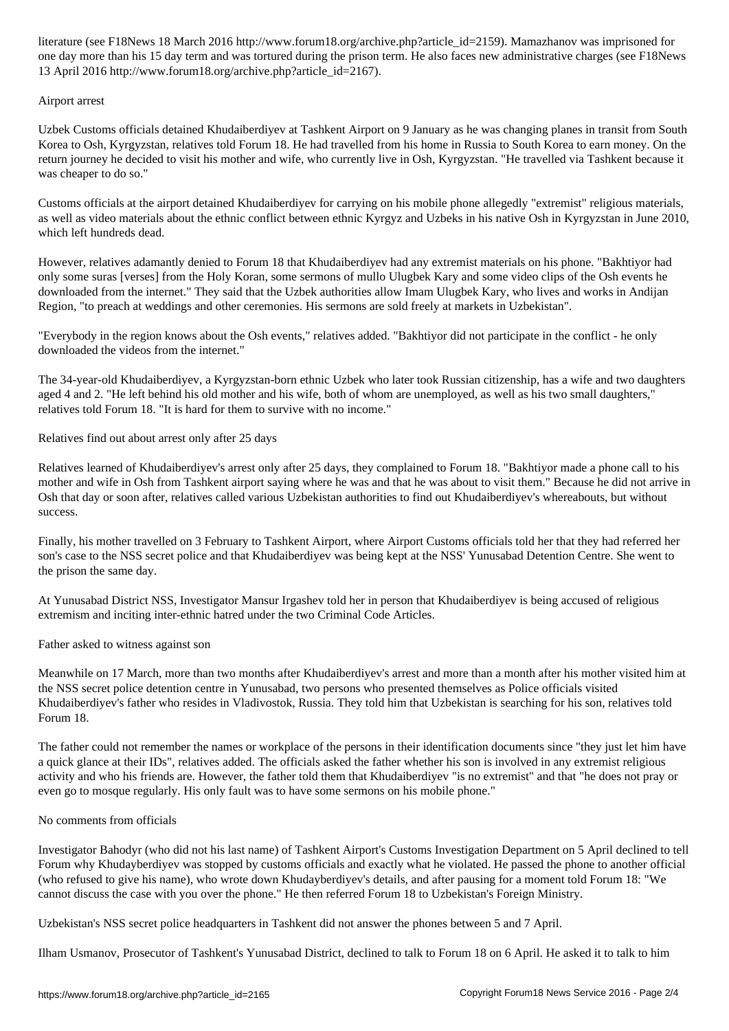literature (see F18News 18 March 2016 http://www.forum18.org/archive.php?article_id=2159). Mamazhanov was imprisoned for one day more than his 15 day term and was tortured during the prison term. He also faces new administrative charges (see F18News 13 April 2016 http://www.forum18.org/archive.php?article_id=2167).

## Airport arrest

Uzbek Customs officials detained Khudaiberdiyev at Tashkent Airport on 9 January as he was changing planes in transit from South Korea to Osh, Kyrgyzstan, relatives told Forum 18. He had travelled from his home in Russia to South Korea to earn money. On the return journey he decided to visit his mother and wife, who currently live in Osh, Kyrgyzstan. "He travelled via Tashkent because it was cheaper to do so."

Customs officials at the airport detained Khudaiberdiyev for carrying on his mobile phone allegedly "extremist" religious materials, as well as video materials about the ethnic conflict between ethnic Kyrgyz and Uzbeks in his native Osh in Kyrgyzstan in June 2010, which left hundreds dead.

However, relatives adamantly denied to Forum 18 that Khudaiberdiyev had any extremist materials on his phone. "Bakhtiyor had only some suras [verses] from the Holy Koran, some sermons of mullo Ulugbek Kary and some video clips of the Osh events he downloaded from the internet." They said that the Uzbek authorities allow Imam Ulugbek Kary, who lives and works in Andijan Region, "to preach at weddings and other ceremonies. His sermons are sold freely at markets in Uzbekistan".

"Everybody in the region knows about the Osh events," relatives added. "Bakhtiyor did not participate in the conflict - he only downloaded the videos from the internet."

The 34-year-old Khudaiberdiyev, a Kyrgyzstan-born ethnic Uzbek who later took Russian citizenship, has a wife and two daughters aged 4 and 2. "He left behind his old mother and his wife, both of whom are unemployed, as well as his two small daughters," relatives told Forum 18. "It is hard for them to survive with no income."

## Relatives find out about arrest only after 25 days

Relatives learned of Khudaiberdiyev's arrest only after 25 days, they complained to Forum 18. "Bakhtiyor made a phone call to his mother and wife in Osh from Tashkent airport saying where he was and that he was about to visit them." Because he did not arrive in Osh that day or soon after, relatives called various Uzbekistan authorities to find out Khudaiberdiyev's whereabouts, but without success.

Finally, his mother travelled on 3 February to Tashkent Airport, where Airport Customs officials told her that they had referred her son's case to the NSS secret police and that Khudaiberdiyev was being kept at the NSS' Yunusabad Detention Centre. She went to the prison the same day.

At Yunusabad District NSS, Investigator Mansur Irgashev told her in person that Khudaiberdiyev is being accused of religious extremism and inciting inter-ethnic hatred under the two Criminal Code Articles.

## Father asked to witness against son

Meanwhile on 17 March, more than two months after Khudaiberdiyev's arrest and more than a month after his mother visited him at the NSS secret police detention centre in Yunusabad, two persons who presented themselves as Police officials visited Khudaiberdiyev's father who resides in Vladivostok, Russia. They told him that Uzbekistan is searching for his son, relatives told Forum 18.

The father could not remember the names or workplace of the persons in their identification documents since "they just let him have a quick glance at their IDs", relatives added. The officials asked the father whether his son is involved in any extremist religious activity and who his friends are. However, the father told them that Khudaiberdiyev "is no extremist" and that "he does not pray or even go to mosque regularly. His only fault was to have some sermons on his mobile phone."

## No comments from officials

Investigator Bahodyr (who did not his last name) of Tashkent Airport's Customs Investigation Department on 5 April declined to tell Forum why Khudayberdiyev was stopped by customs officials and exactly what he violated. He passed the phone to another official (who refused to give his name), who wrote down Khudayberdiyev's details, and after pausing for a moment told Forum 18: "We cannot discuss the case with you over the phone." He then referred Forum 18 to Uzbekistan's Foreign Ministry.

Uzbekistan's NSS secret police headquarters in Tashkent did not answer the phones between 5 and 7 April.

Ilham Usmanov, Prosecutor of Tashkent's Yunusabad District, declined to talk to Forum 18 on 6 April. He asked it to talk to him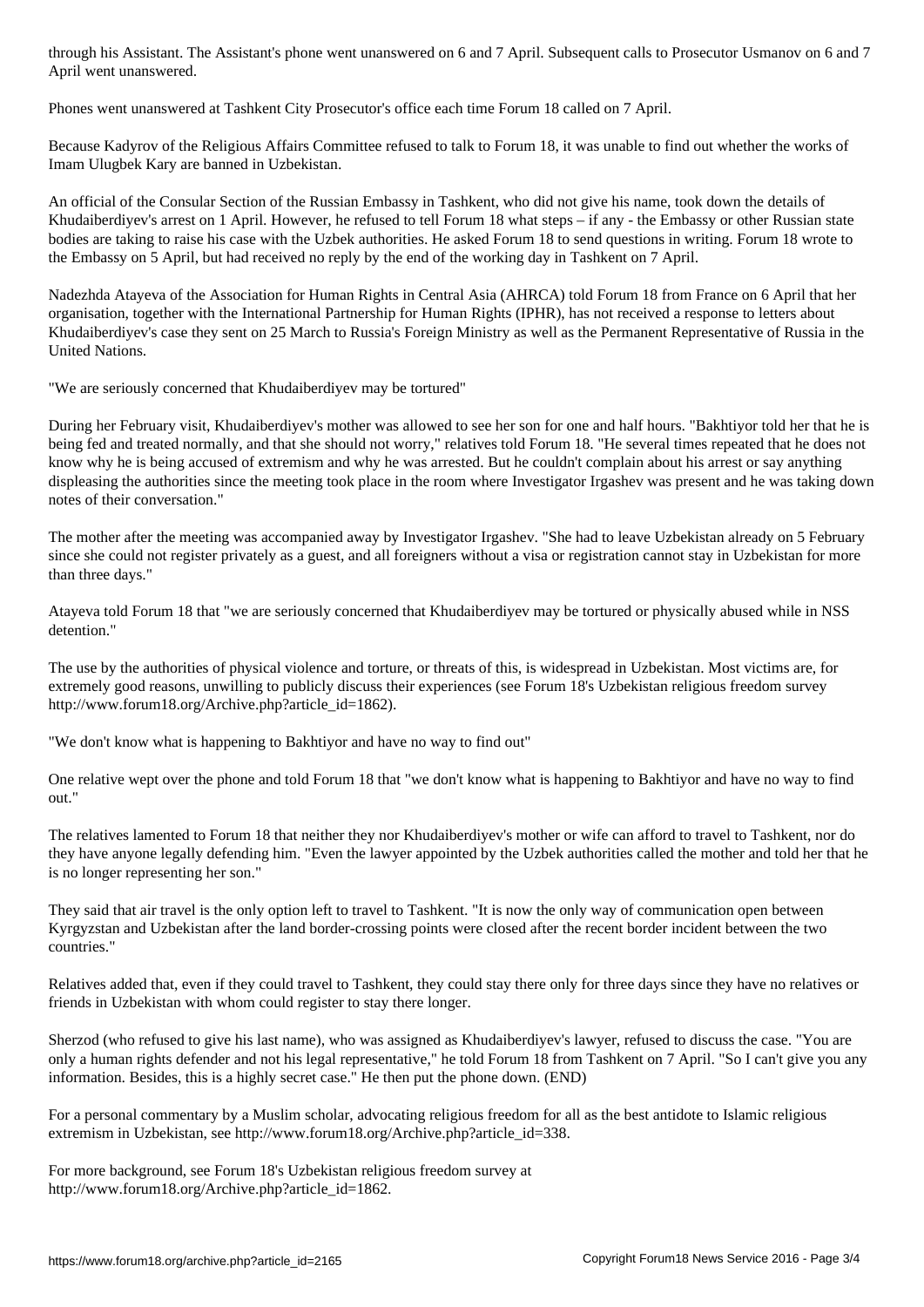through his Assistant. The Assistant's phone went unanswered on 6 and 7 April. Subsequent calls to Prosecutor Usmanov on 6 and 7 April went unanswered.

Phones went unanswered at Tashkent City Prosecutor's office each time Forum 18 called on 7 April.

Because Kadyrov of the Religious Affairs Committee refused to talk to Forum 18, it was unable to find out whether the works of Imam Ulugbek Kary are banned in Uzbekistan.

An official of the Consular Section of the Russian Embassy in Tashkent, who did not give his name, took down the details of Khudaiberdiyev's arrest on 1 April. However, he refused to tell Forum 18 what steps – if any - the Embassy or other Russian state bodies are taking to raise his case with the Uzbek authorities. He asked Forum 18 to send questions in writing. Forum 18 wrote to the Embassy on 5 April, but had received no reply by the end of the working day in Tashkent on 7 April.

Nadezhda Atayeva of the Association for Human Rights in Central Asia (AHRCA) told Forum 18 from France on 6 April that her organisation, together with the International Partnership for Human Rights (IPHR), has not received a response to letters about Khudaiberdiyev's case they sent on 25 March to Russia's Foreign Ministry as well as the Permanent Representative of Russia in the United Nations.

"We are seriously concerned that Khudaiberdiyev may be tortured"

During her February visit, Khudaiberdiyev's mother was allowed to see her son for one and half hours. "Bakhtiyor told her that he is being fed and treated normally, and that she should not worry," relatives told Forum 18. "He several times repeated that he does not know why he is being accused of extremism and why he was arrested. But he couldn't complain about his arrest or say anything displeasing the authorities since the meeting took place in the room where Investigator Irgashev was present and he was taking down notes of their conversation."

The mother after the meeting was accompanied away by Investigator Irgashev. "She had to leave Uzbekistan already on 5 February since she could not register privately as a guest, and all foreigners without a visa or registration cannot stay in Uzbekistan for more than three days."

Atayeva told Forum 18 that "we are seriously concerned that Khudaiberdiyev may be tortured or physically abused while in NSS detention."

The use by the authorities of physical violence and torture, or threats of this, is widespread in Uzbekistan. Most victims are, for extremely good reasons, unwilling to publicly discuss their experiences (see Forum 18's Uzbekistan religious freedom survey http://www.forum18.org/Archive.php?article_id=1862).

"We don't know what is happening to Bakhtiyor and have no way to find out"

One relative wept over the phone and told Forum 18 that "we don't know what is happening to Bakhtiyor and have no way to find out."

The relatives lamented to Forum 18 that neither they nor Khudaiberdiyev's mother or wife can afford to travel to Tashkent, nor do they have anyone legally defending him. "Even the lawyer appointed by the Uzbek authorities called the mother and told her that he is no longer representing her son."

They said that air travel is the only option left to travel to Tashkent. "It is now the only way of communication open between Kyrgyzstan and Uzbekistan after the land border-crossing points were closed after the recent border incident between the two countries."

Relatives added that, even if they could travel to Tashkent, they could stay there only for three days since they have no relatives or friends in Uzbekistan with whom could register to stay there longer.

Sherzod (who refused to give his last name), who was assigned as Khudaiberdiyev's lawyer, refused to discuss the case. "You are only a human rights defender and not his legal representative," he told Forum 18 from Tashkent on 7 April. "So I can't give you any information. Besides, this is a highly secret case." He then put the phone down. (END)

For a personal commentary by a Muslim scholar, advocating religious freedom for all as the best antidote to Islamic religious extremism in Uzbekistan, see http://www.forum18.org/Archive.php?article_id=338.

For more background, see Forum 18's Uzbekistan religious freedom survey at http://www.forum18.org/Archive.php?article_id=1862.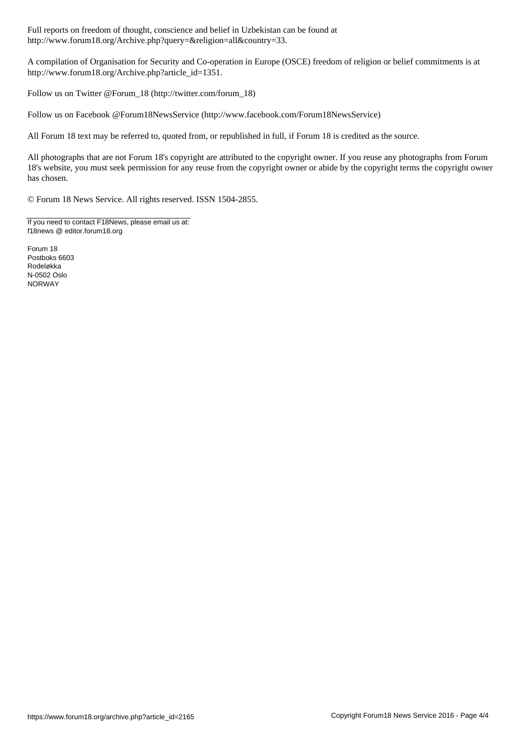Full reports on freedom of thought, conscience and belief in Uzbekistan can be found at http://www.forum18.org/Archive.php?query=&religion=all&country=33.

A compilation of Organisation for Security and Co-operation in Europe (OSCE) freedom of religion or belief commitments is at http://www.forum18.org/Archive.php?article_id=1351.

Follow us on Twitter @Forum_18 (http://twitter.com/forum_18)

Follow us on Facebook @Forum18NewsService (http://www.facebook.com/Forum18NewsService)

All Forum 18 text may be referred to, quoted from, or republished in full, if Forum 18 is credited as the source.

All photographs that are not Forum 18's copyright are attributed to the copyright owner. If you reuse any photographs from Forum 18's website, you must seek permission for any reuse from the copyright owner or abide by the copyright terms the copyright owner has chosen.

© Forum 18 News Service. All rights reserved. ISSN 1504-2855.

If you need to contact F18News, please email us at:
f18news @ editor.forum18.org

Forum 18
Postboks 6603
Rodeløkka
N-0502 Oslo
NORWAY